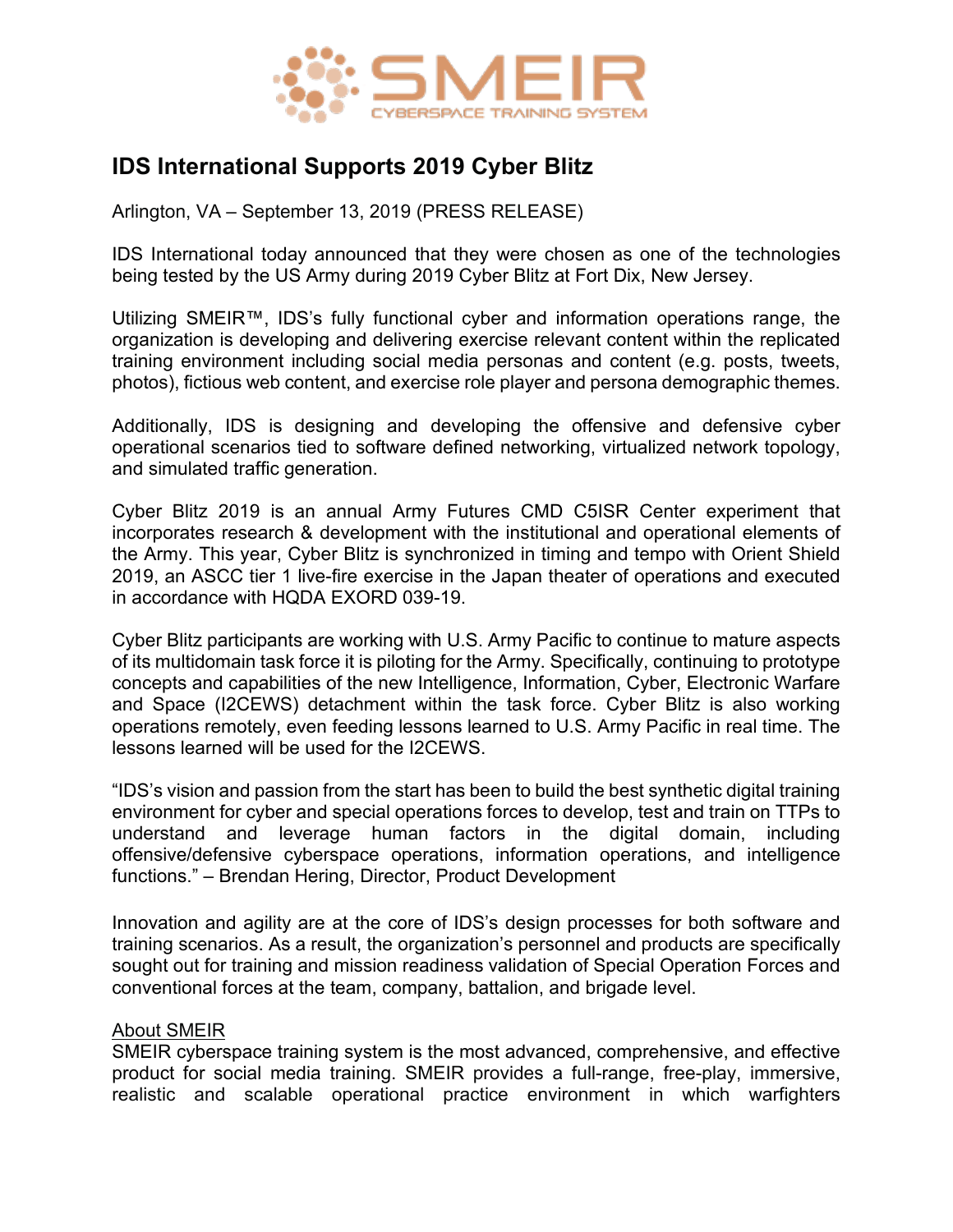# SMEIR

CYBERSPACE TRAINING SYSTEM

## IDS International Supports 2019 Cyber Blitz

Arlington, VA – September 13, 2019 (PRESS RELEASE)

IDS International today announced that they were chosen as one of the technologies being tested by the US Army during 2019 Cyber Blitz at Fort Dix, New Jersey.

Utilizing SMEIR™, IDS's fully functional cyber and information operations range, the organization is developing and delivering exercise relevant content within the replicated training environment including social media personas and content (e.g. posts, tweets, photos), fictious web content, and exercise role player and persona demographic themes.

Additionally, IDS is designing and developing the offensive and defensive cyber operational scenarios tied to software defined networking, virtualized network topology, and simulated traffic generation.

Cyber Blitz 2019 is an annual Army Futures CMD C5ISR Center experiment that incorporates research & development with the institutional and operational elements of the Army. This year, Cyber Blitz is synchronized in timing and tempo with Orient Shield 2019, an ASCC tier 1 live-fire exercise in the Japan theater of operations and executed in accordance with HQDA EXORD 039-19.

Cyber Blitz participants are working with U.S. Army Pacific to continue to mature aspects of its multidomain task force it is piloting for the Army. Specifically, continuing to prototype concepts and capabilities of the new Intelligence, Information, Cyber, Electronic Warfare and Space (I2CEWS) detachment within the task force. Cyber Blitz is also working operations remotely, even feeding lessons learned to U.S. Army Pacific in real time. The lessons learned will be used for the I2CEWS.

"IDS's vision and passion from the start has been to build the best synthetic digital training environment for cyber and special operations forces to develop, test and train on TTPs to understand and leverage human factors in the digital domain, including offensive/defensive cyberspace operations, information operations, and intelligence functions." – Brendan Hering, Director, Product Development

Innovation and agility are at the core of IDS's design processes for both software and training scenarios. As a result, the organization's personnel and products are specifically sought out for training and mission readiness validation of Special Operation Forces and conventional forces at the team, company, battalion, and brigade level.

<u>About SMEIR</u>

SMEIR cyberspace training system is the most advanced, comprehensive, and effective product for social media training. SMEIR provides a full-range, free-play, immersive, realistic and scalable operational practice environment in which warfighters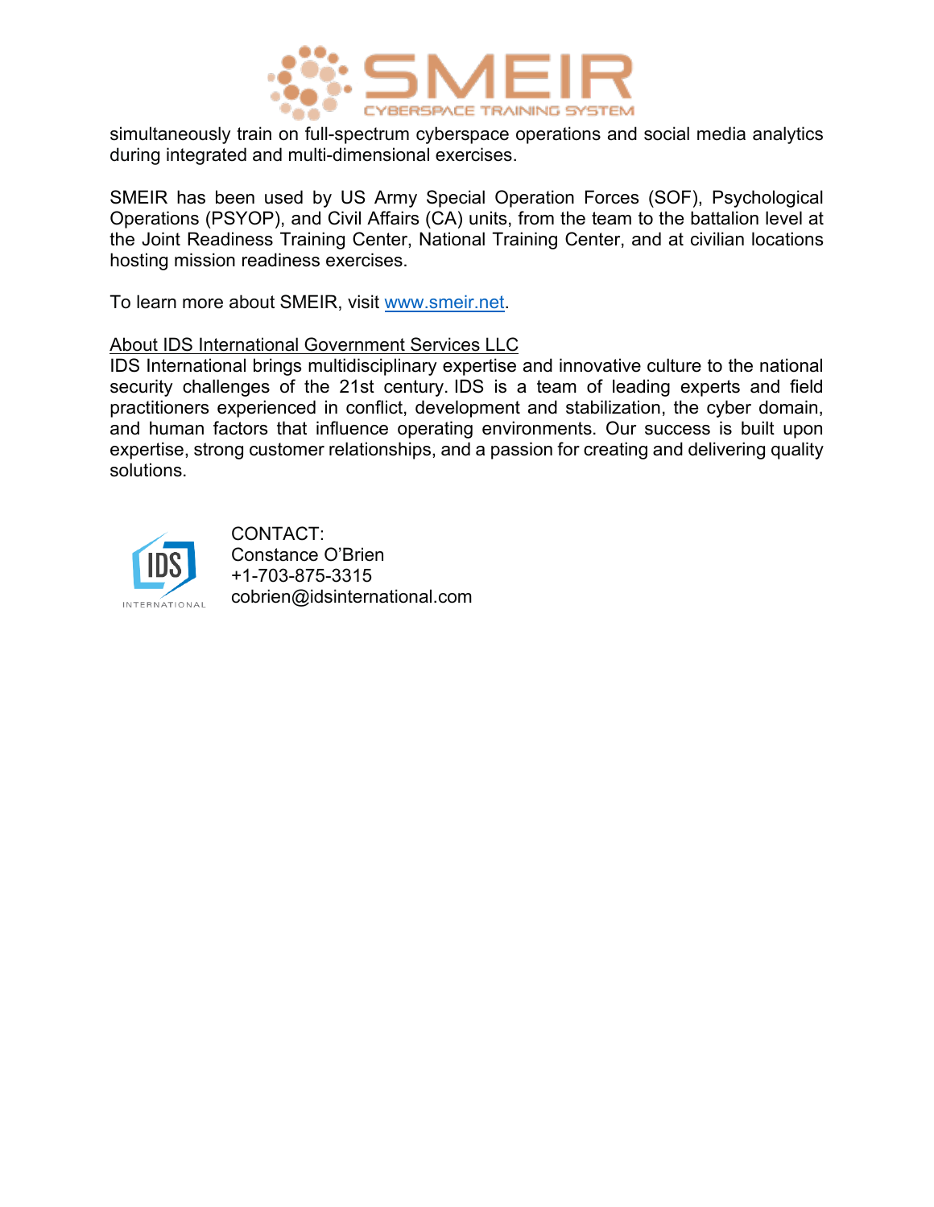simultaneously train on full-spectrum cyberspace operations and social media analytics during integrated and multi-dimensional exercises.

SMEIR has been used by US Army Special Operation Forces (SOF), Psychological Operations (PSYOP), and Civil Affairs (CA) units, from the team to the battalion level at the Joint Readiness Training Center, National Training Center, and at civilian locations hosting mission readiness exercises.

To learn more about SMEIR, visit [www.smeir.net](http://www.smeir.net).

About IDS International Government Services LLC

IDS International brings multidisciplinary expertise and innovative culture to the national security challenges of the 21st century. IDS is a team of leading experts and field practitioners experienced in conflict, development and stabilization, the cyber domain, and human factors that influence operating environments. Our success is built upon expertise, strong customer relationships, and a passion for creating and delivering quality solutions.

CONTACT:
Constance O'Brien
+1-703-875-3315
cobrien@idsinternational.com